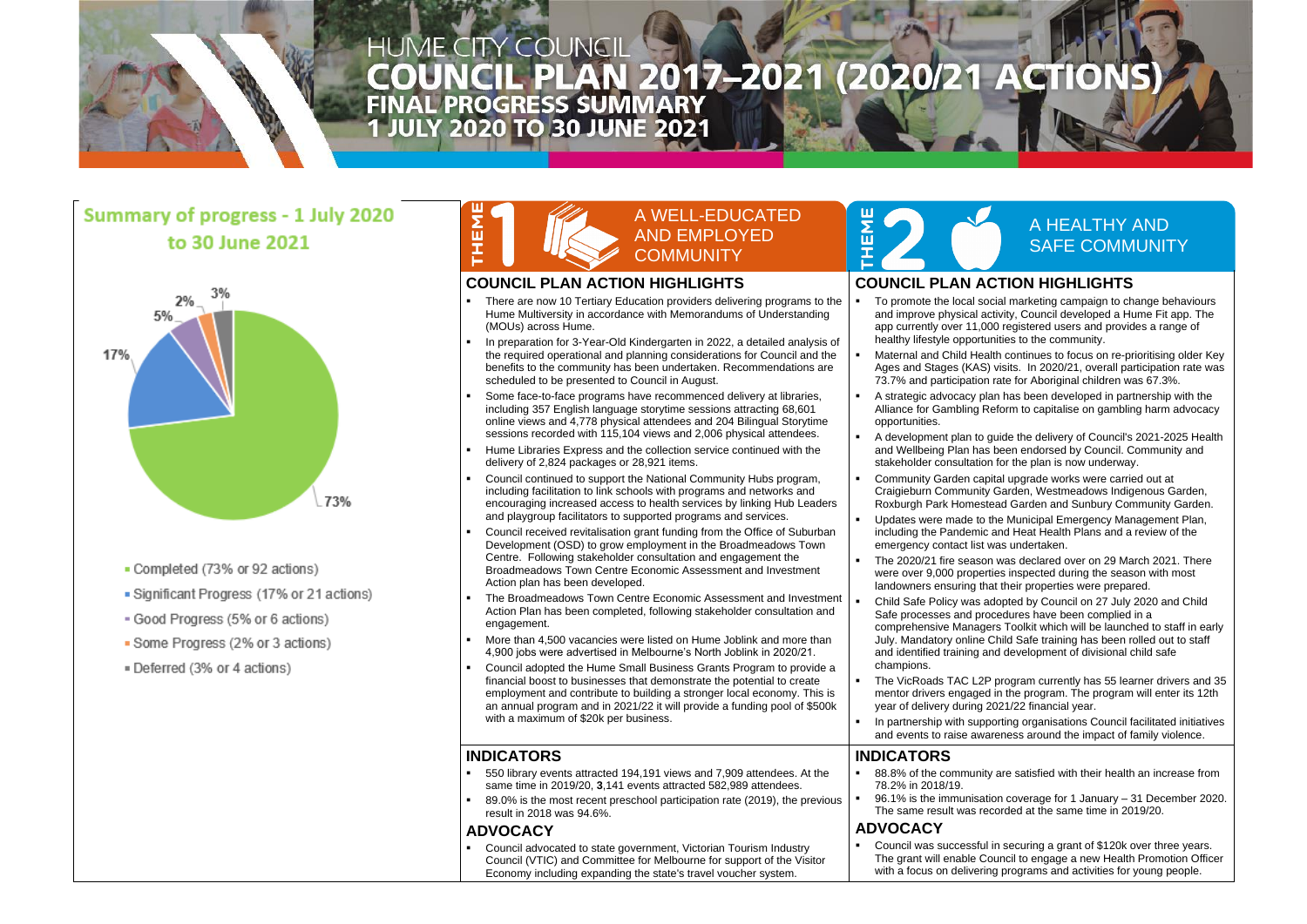HUME CITY COUNCIL

# COUNCIL PLAN 2017–2021 (2020/21 ACTIONS)

## FINAL PROGRESS SUMMARY
## 1 JULY 2020 TO 30 JUNE 2021

## Summary of progress - 1 July 2020 to 30 June 2021

- Completed (73% or 92 actions)
- Significant Progress (17% or 21 actions)
- Good Progress (5% or 6 actions)
- Some Progress (2% or 3 actions)
- Deferred (3% or 4 actions)

## THEME 1 A WELL-EDUCATED AND EMPLOYED COMMUNITY

### COUNCIL PLAN ACTION HIGHLIGHTS

- There are now 10 Tertiary Education providers delivering programs to the Hume Multiversity in accordance with Memorandums of Understanding (MOUs) across Hume.
- In preparation for 3-Year-Old Kindergarten in 2022, a detailed analysis of the required operational and planning considerations for Council and the benefits to the community has been undertaken. Recommendations are scheduled to be presented to Council in August.
- Some face-to-face programs have recommenced delivery at libraries, including 357 English language storytime sessions attracting 68,601 online views and 4,778 physical attendees and 204 Bilingual Storytime sessions recorded with 115,104 views and 2,006 physical attendees.
- Hume Libraries Express and the collection service continued with the delivery of 2,824 packages or 28,921 items.
- Council continued to support the National Community Hubs program, including facilitation to link schools with programs and networks and encouraging increased access to health services by linking Hub Leaders and playgroup facilitators to supported programs and services.
- Council received revitalisation grant funding from the Office of Suburban Development (OSD) to grow employment in the Broadmeadows Town Centre. Following stakeholder consultation and engagement the Broadmeadows Town Centre Economic Assessment and Investment Action plan has been developed.
- The Broadmeadows Town Centre Economic Assessment and Investment Action Plan has been completed, following stakeholder consultation and engagement.
- More than 4,500 vacancies were listed on Hume Joblink and more than 4,900 jobs were advertised in Melbourne's North Joblink in 2020/21.
- Council adopted the Hume Small Business Grants Program to provide a financial boost to businesses that demonstrate the potential to create employment and contribute to building a stronger local economy. This is an annual program and in 2021/22 it will provide a funding pool of $500k with a maximum of $20k per business.

### INDICATORS

- 550 library events attracted 194,191 views and 7,909 attendees. At the same time in 2019/20, **3**,141 events attracted 582,989 attendees.
- 89.0% is the most recent preschool participation rate (2019), the previous result in 2018 was 94.6%.

### ADVOCACY

- Council advocated to state government, Victorian Tourism Industry Council (VTIC) and Committee for Melbourne for support of the Visitor Economy including expanding the state's travel voucher system.

## THEME 2 A HEALTHY AND SAFE COMMUNITY

### COUNCIL PLAN ACTION HIGHLIGHTS

- To promote the local social marketing campaign to change behaviours and improve physical activity, Council developed a Hume Fit app. The app currently over 11,000 registered users and provides a range of healthy lifestyle opportunities to the community.
- Maternal and Child Health continues to focus on re-prioritising older Key Ages and Stages (KAS) visits. In 2020/21, overall participation rate was 73.7% and participation rate for Aboriginal children was 67.3%.
- A strategic advocacy plan has been developed in partnership with the Alliance for Gambling Reform to capitalise on gambling harm advocacy opportunities.
- A development plan to guide the delivery of Council's 2021-2025 Health and Wellbeing Plan has been endorsed by Council. Community and stakeholder consultation for the plan is now underway.
- Community Garden capital upgrade works were carried out at Craigieburn Community Garden, Westmeadows Indigenous Garden, Roxburgh Park Homestead Garden and Sunbury Community Garden.
- Updates were made to the Municipal Emergency Management Plan, including the Pandemic and Heat Health Plans and a review of the emergency contact list was undertaken.
- The 2020/21 fire season was declared over on 29 March 2021. There were over 9,000 properties inspected during the season with most landowners ensuring that their properties were prepared.
- Child Safe Policy was adopted by Council on 27 July 2020 and Child Safe processes and procedures have been complied in a comprehensive Managers Toolkit which will be launched to staff in early July. Mandatory online Child Safe training has been rolled out to staff and identified training and development of divisional child safe champions.
- The VicRoads TAC L2P program currently has 55 learner drivers and 35 mentor drivers engaged in the program. The program will enter its 12th year of delivery during 2021/22 financial year.
- In partnership with supporting organisations Council facilitated initiatives and events to raise awareness around the impact of family violence.

### INDICATORS

- 88.8% of the community are satisfied with their health an increase from 78.2% in 2018/19.
- 96.1% is the immunisation coverage for 1 January – 31 December 2020. The same result was recorded at the same time in 2019/20.

### ADVOCACY

- Council was successful in securing a grant of $120k over three years. The grant will enable Council to engage a new Health Promotion Officer with a focus on delivering programs and activities for young people.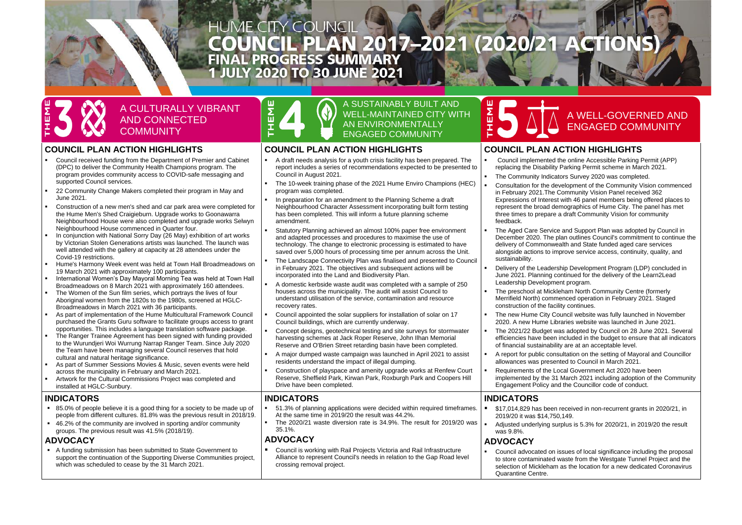# HUME CITY COUNCIL

# COUNCIL PLAN 2017–2021 (2020/21 ACTIONS)

## FINAL PROGRESS SUMMARY

## 1 JULY 2020 TO 30 JUNE 2021

## THEME 3 A CULTURALLY VIBRANT AND CONNECTED COMMUNITY

### COUNCIL PLAN ACTION HIGHLIGHTS

- Council received funding from the Department of Premier and Cabinet (DPC) to deliver the Community Health Champions program. The program provides community access to COVID-safe messaging and supported Council services.
- 22 Community Change Makers completed their program in May and June 2021.
- Construction of a new men's shed and car park area were completed for the Hume Men's Shed Craigieburn. Upgrade works to Goonawarra Neighbourhood House were also completed and upgrade works Selwyn Neighbourhood House commenced in Quarter four.
- In conjunction with National Sorry Day (26 May) exhibition of art works by Victorian Stolen Generations artists was launched. The launch was well attended with the gallery at capacity at 28 attendees under the Covid-19 restrictions.
- Hume's Harmony Week event was held at Town Hall Broadmeadows on 19 March 2021 with approximately 100 participants.
- International Women's Day Mayoral Morning Tea was held at Town Hall Broadmeadows on 8 March 2021 with approximately 160 attendees.
- The Women of the Sun film series, which portrays the lives of four Aboriginal women from the 1820s to the 1980s, screened at HGLC-Broadmeadows in March 2021 with 36 participants.
- As part of implementation of the Hume Multicultural Framework Council purchased the Grants Guru software to facilitate groups access to grant opportunities. This includes a language translation software package.
- The Ranger Trainee Agreement has been signed with funding provided to the Wurundjeri Woi Wurrung Narrap Ranger Team. Since July 2020 the Team have been managing several Council reserves that hold cultural and natural heritage significance.
- As part of Summer Sessions Movies & Music, seven events were held across the municipality in February and March 2021.
- Artwork for the Cultural Commissions Project was completed and installed at HGLC-Sunbury.

### INDICATORS

- 85.0% of people believe it is a good thing for a society to be made up of people from different cultures. 81.8% was the previous result in 2018/19.
- 46.2% of the community are involved in sporting and/or community groups. The previous result was 41.5% (2018/19).

### ADVOCACY

- A funding submission has been submitted to State Government to support the continuation of the Supporting Diverse Communities project, which was scheduled to cease by the 31 March 2021.

## THEME 4 A SUSTAINABLY BUILT AND WELL-MAINTAINED CITY WITH AN ENVIRONMENTALLY ENGAGED COMMUNITY

### COUNCIL PLAN ACTION HIGHLIGHTS

- A draft needs analysis for a youth crisis facility has been prepared. The report includes a series of recommendations expected to be presented to Council in August 2021.
- The 10-week training phase of the 2021 Hume Enviro Champions (HEC) program was completed.
- In preparation for an amendment to the Planning Scheme a draft Neighbourhood Character Assessment incorporating built form testing has been completed. This will inform a future planning scheme amendment.
- Statutory Planning achieved an almost 100% paper free environment and adapted processes and procedures to maximise the use of technology. The change to electronic processing is estimated to have saved over 5,000 hours of processing time per annum across the Unit.
- The Landscape Connectivity Plan was finalised and presented to Council in February 2021. The objectives and subsequent actions will be incorporated into the Land and Biodiversity Plan.
- A domestic kerbside waste audit was completed with a sample of 250 houses across the municipality. The audit will assist Council to understand utilisation of the service, contamination and resource recovery rates.
- Council appointed the solar suppliers for installation of solar on 17 Council buildings, which are currently underway.
- Concept designs, geotechnical testing and site surveys for stormwater harvesting schemes at Jack Roper Reserve, John Ilhan Memorial Reserve and O'Brien Street retarding basin have been completed.
- A major dumped waste campaign was launched in April 2021 to assist residents understand the impact of illegal dumping.
- Construction of playspace and amenity upgrade works at Renfew Court Reserve, Sheffield Park, Kirwan Park, Roxburgh Park and Coopers Hill Drive have been completed.

### INDICATORS

- 51.3% of planning applications were decided within required timeframes. At the same time in 2019/20 the result was 44.2%.
- The 2020/21 waste diversion rate is 34.9%. The result for 2019/20 was 35.1%.

### ADVOCACY

- Council is working with Rail Projects Victoria and Rail Infrastructure Alliance to represent Council's needs in relation to the Gap Road level crossing removal project.

## THEME 5 A WELL-GOVERNED AND ENGAGED COMMUNITY

### COUNCIL PLAN ACTION HIGHLIGHTS

- Council implemented the online Accessible Parking Permit (APP) replacing the Disability Parking Permit scheme in March 2021.
- The Community Indicators Survey 2020 was completed.
- Consultation for the development of the Community Vision commenced in February 2021.The Community Vision Panel received 362 Expressions of Interest with 46 panel members being offered places to represent the broad demographics of Hume City. The panel has met three times to prepare a draft Community Vision for community feedback.
- The Aged Care Service and Support Plan was adopted by Council in December 2020. The plan outlines Council's commitment to continue the delivery of Commonwealth and State funded aged care services alongside actions to improve service access, continuity, quality, and sustainability.
- Delivery of the Leadership Development Program (LDP) concluded in June 2021. Planning continued for the delivery of the Learn2Lead Leadership Development program.
- The preschool at Mickleham North Community Centre (formerly Merrifield North) commenced operation in February 2021. Staged construction of the facility continues.
- The new Hume City Council website was fully launched in November 2020. A new Hume Libraries website was launched in June 2021.
- The 2021/22 Budget was adopted by Council on 28 June 2021. Several efficiencies have been included in the budget to ensure that all indicators of financial sustainability are at an acceptable level.
- A report for public consultation on the setting of Mayoral and Councillor allowances was presented to Council in March 2021.
- Requirements of the Local Government Act 2020 have been implemented by the 31 March 2021 including adoption of the Community Engagement Policy and the Councillor code of conduct.

### INDICATORS

- $17,014,829 has been received in non-recurrent grants in 2020/21, in 2019/20 it was $14,750,149.
- Adjusted underlying surplus is 5.3% for 2020/21, in 2019/20 the result was 9.8%.

### ADVOCACY

- Council advocated on issues of local significance including the proposal to store contaminated waste from the Westgate Tunnel Project and the selection of Mickleham as the location for a new dedicated Coronavirus Quarantine Centre.